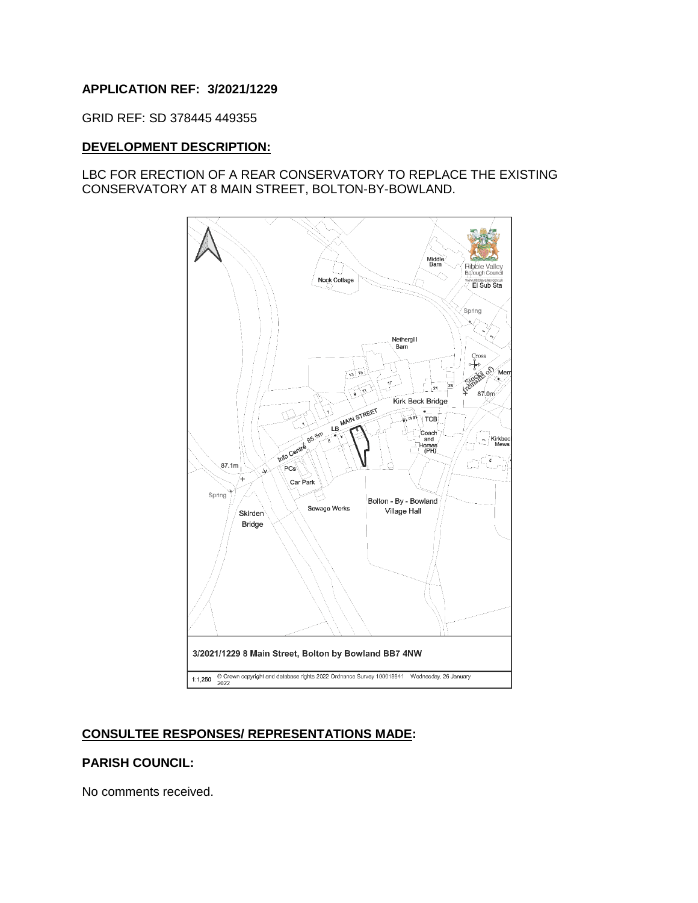**APPLICATION REF: 3/2021/1229**

GRID REF: SD 378445 449355

**DEVELOPMENT DESCRIPTION:**

LBC FOR ERECTION OF A REAR CONSERVATORY TO REPLACE THE EXISTING CONSERVATORY AT 8 MAIN STREET, BOLTON-BY-BOWLAND.

3/2021/1229 8 Main Street, Bolton by Bowland BB7 4NW

1:1,250 © Crown copyright and database rights 2022 Ordnance Survey 100018641 Wednesday, 26 January 2022

**CONSULTEE RESPONSES/ REPRESENTATIONS MADE:**

**PARISH COUNCIL:**

No comments received.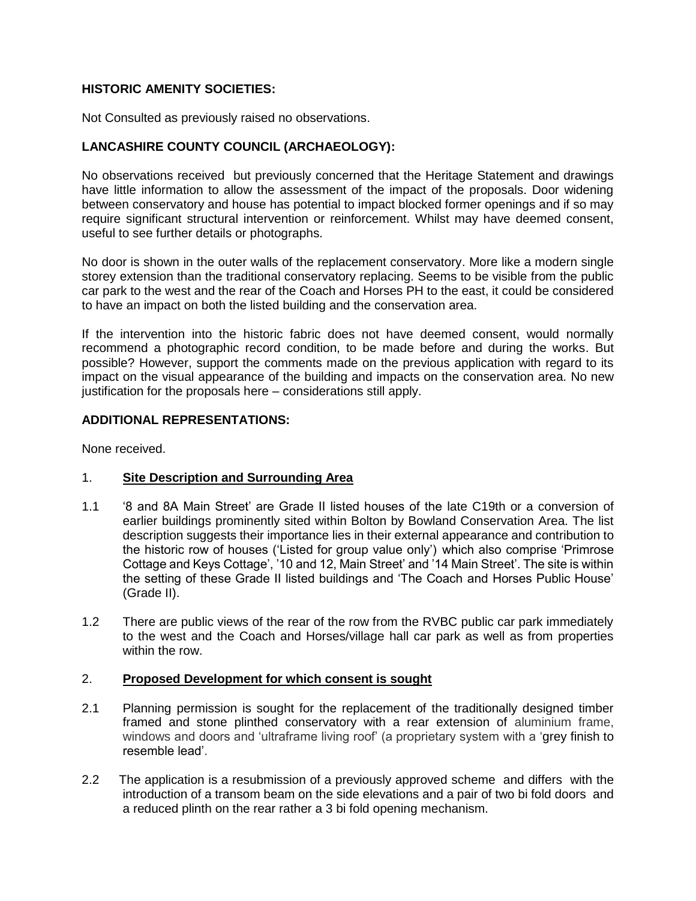**HISTORIC AMENITY SOCIETIES:**

Not Consulted as previously raised no observations.

**LANCASHIRE COUNTY COUNCIL (ARCHAEOLOGY):**

No observations received but previously concerned that the Heritage Statement and drawings have little information to allow the assessment of the impact of the proposals. Door widening between conservatory and house has potential to impact blocked former openings and if so may require significant structural intervention or reinforcement. Whilst may have deemed consent, useful to see further details or photographs.

No door is shown in the outer walls of the replacement conservatory. More like a modern single storey extension than the traditional conservatory replacing. Seems to be visible from the public car park to the west and the rear of the Coach and Horses PH to the east, it could be considered to have an impact on both the listed building and the conservation area.

If the intervention into the historic fabric does not have deemed consent, would normally recommend a photographic record condition, to be made before and during the works. But possible? However, support the comments made on the previous application with regard to its impact on the visual appearance of the building and impacts on the conservation area. No new justification for the proposals here – considerations still apply.

**ADDITIONAL REPRESENTATIONS:**

None received.

1. **Site Description and Surrounding Area**

1.1 '8 and 8A Main Street' are Grade II listed houses of the late C19th or a conversion of earlier buildings prominently sited within Bolton by Bowland Conservation Area. The list description suggests their importance lies in their external appearance and contribution to the historic row of houses ('Listed for group value only') which also comprise 'Primrose Cottage and Keys Cottage', '10 and 12, Main Street' and '14 Main Street'. The site is within the setting of these Grade II listed buildings and 'The Coach and Horses Public House' (Grade II).

1.2 There are public views of the rear of the row from the RVBC public car park immediately to the west and the Coach and Horses/village hall car park as well as from properties within the row.

2. **Proposed Development for which consent is sought**

2.1 Planning permission is sought for the replacement of the traditionally designed timber framed and stone plinthed conservatory with a rear extension of aluminium frame, windows and doors and 'ultraframe living roof' (a proprietary system with a 'grey finish to resemble lead'.

2.2 The application is a resubmission of a previously approved scheme and differs with the introduction of a transom beam on the side elevations and a pair of two bi fold doors and a reduced plinth on the rear rather a 3 bi fold opening mechanism.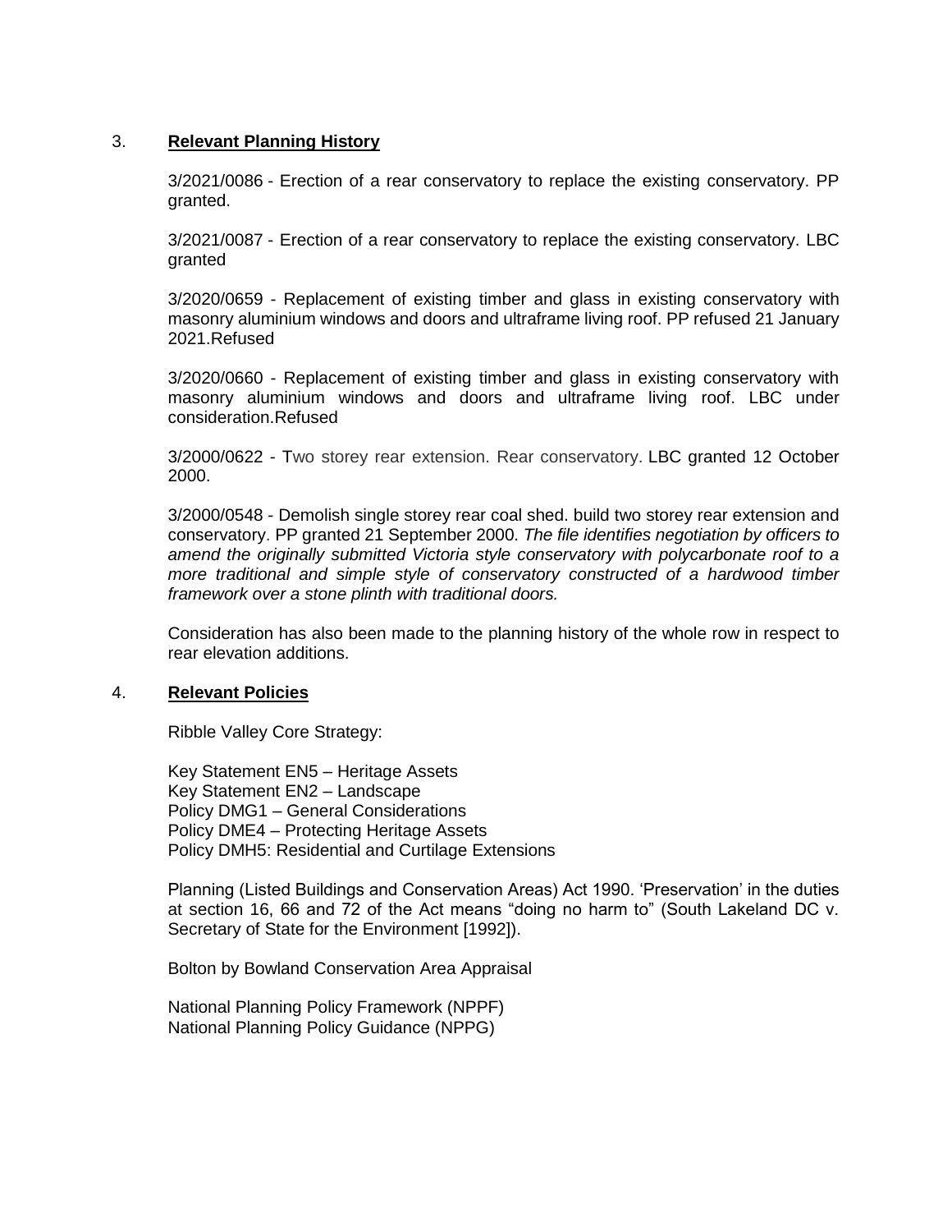## 3. **Relevant Planning History**

3/2021/0086 - Erection of a rear conservatory to replace the existing conservatory. PP granted.

3/2021/0087 - Erection of a rear conservatory to replace the existing conservatory. LBC granted

3/2020/0659 - Replacement of existing timber and glass in existing conservatory with masonry aluminium windows and doors and ultraframe living roof. PP refused 21 January 2021.Refused

3/2020/0660 - Replacement of existing timber and glass in existing conservatory with masonry aluminium windows and doors and ultraframe living roof. LBC under consideration.Refused

3/2000/0622 - Two storey rear extension. Rear conservatory. LBC granted 12 October 2000.

3/2000/0548 - Demolish single storey rear coal shed. build two storey rear extension and conservatory. PP granted 21 September 2000. *The file identifies negotiation by officers to amend the originally submitted Victoria style conservatory with polycarbonate roof to a more traditional and simple style of conservatory constructed of a hardwood timber framework over a stone plinth with traditional doors.*

Consideration has also been made to the planning history of the whole row in respect to rear elevation additions.

## 4. **Relevant Policies**

Ribble Valley Core Strategy:

Key Statement EN5 – Heritage Assets
Key Statement EN2 – Landscape
Policy DMG1 – General Considerations
Policy DME4 – Protecting Heritage Assets
Policy DMH5: Residential and Curtilage Extensions

Planning (Listed Buildings and Conservation Areas) Act 1990. 'Preservation' in the duties at section 16, 66 and 72 of the Act means "doing no harm to" (South Lakeland DC v. Secretary of State for the Environment [1992]).

Bolton by Bowland Conservation Area Appraisal

National Planning Policy Framework (NPPF)
National Planning Policy Guidance (NPPG)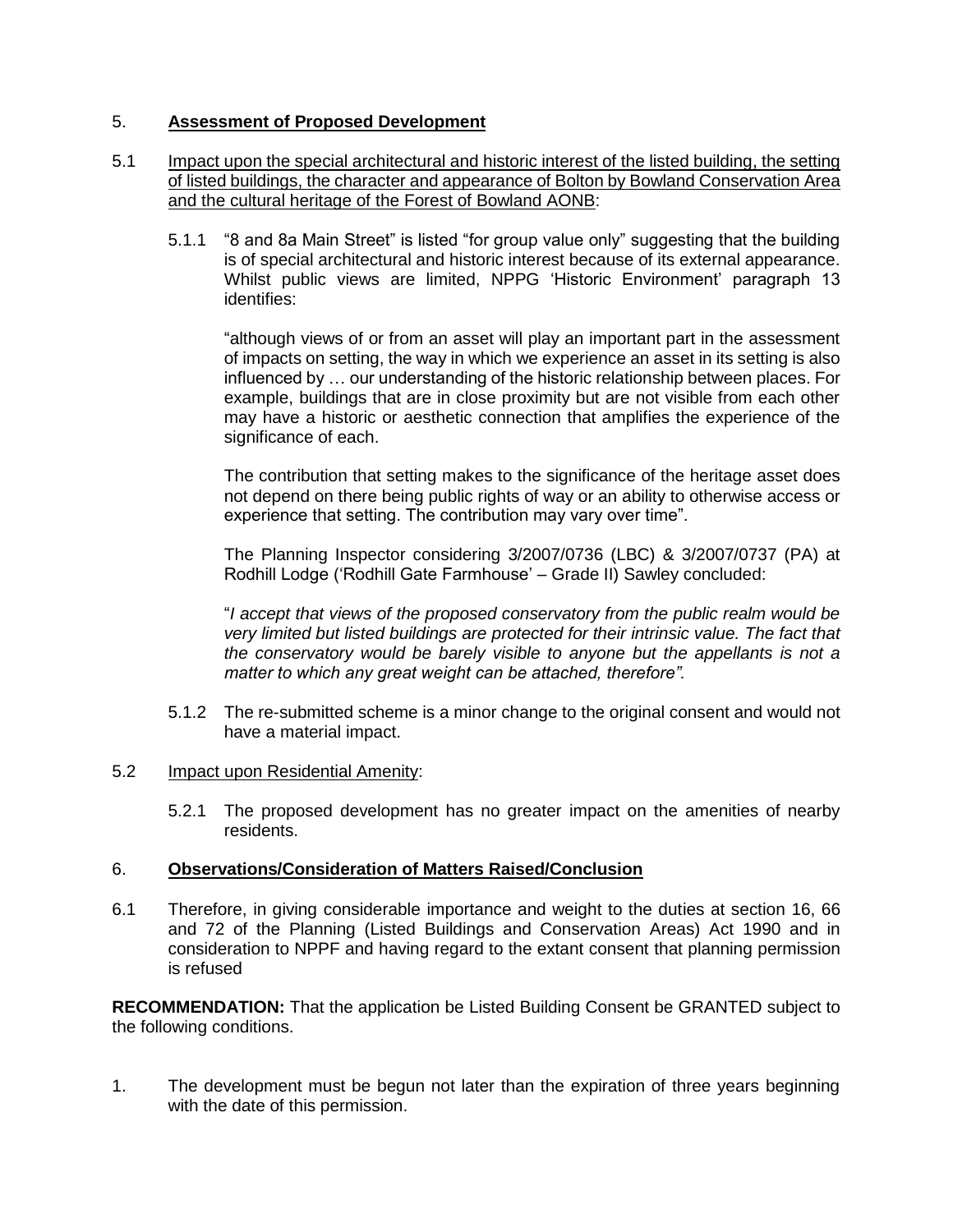## 5. **Assessment of Proposed Development**

5.1 Impact upon the special architectural and historic interest of the listed building, the setting of listed buildings, the character and appearance of Bolton by Bowland Conservation Area and the cultural heritage of the Forest of Bowland AONB:

5.1.1 "8 and 8a Main Street" is listed "for group value only" suggesting that the building is of special architectural and historic interest because of its external appearance. Whilst public views are limited, NPPG 'Historic Environment' paragraph 13 identifies:

"although views of or from an asset will play an important part in the assessment of impacts on setting, the way in which we experience an asset in its setting is also influenced by … our understanding of the historic relationship between places. For example, buildings that are in close proximity but are not visible from each other may have a historic or aesthetic connection that amplifies the experience of the significance of each.

The contribution that setting makes to the significance of the heritage asset does not depend on there being public rights of way or an ability to otherwise access or experience that setting. The contribution may vary over time".

The Planning Inspector considering 3/2007/0736 (LBC) & 3/2007/0737 (PA) at Rodhill Lodge ('Rodhill Gate Farmhouse' – Grade II) Sawley concluded:

"*I accept that views of the proposed conservatory from the public realm would be very limited but listed buildings are protected for their intrinsic value. The fact that the conservatory would be barely visible to anyone but the appellants is not a matter to which any great weight can be attached, therefore".*

5.1.2 The re-submitted scheme is a minor change to the original consent and would not have a material impact.

5.2 Impact upon Residential Amenity:

5.2.1 The proposed development has no greater impact on the amenities of nearby residents.

## 6. **Observations/Consideration of Matters Raised/Conclusion**

6.1 Therefore, in giving considerable importance and weight to the duties at section 16, 66 and 72 of the Planning (Listed Buildings and Conservation Areas) Act 1990 and in consideration to NPPF and having regard to the extant consent that planning permission is refused

**RECOMMENDATION:** That the application be Listed Building Consent be GRANTED subject to the following conditions.

1. The development must be begun not later than the expiration of three years beginning with the date of this permission.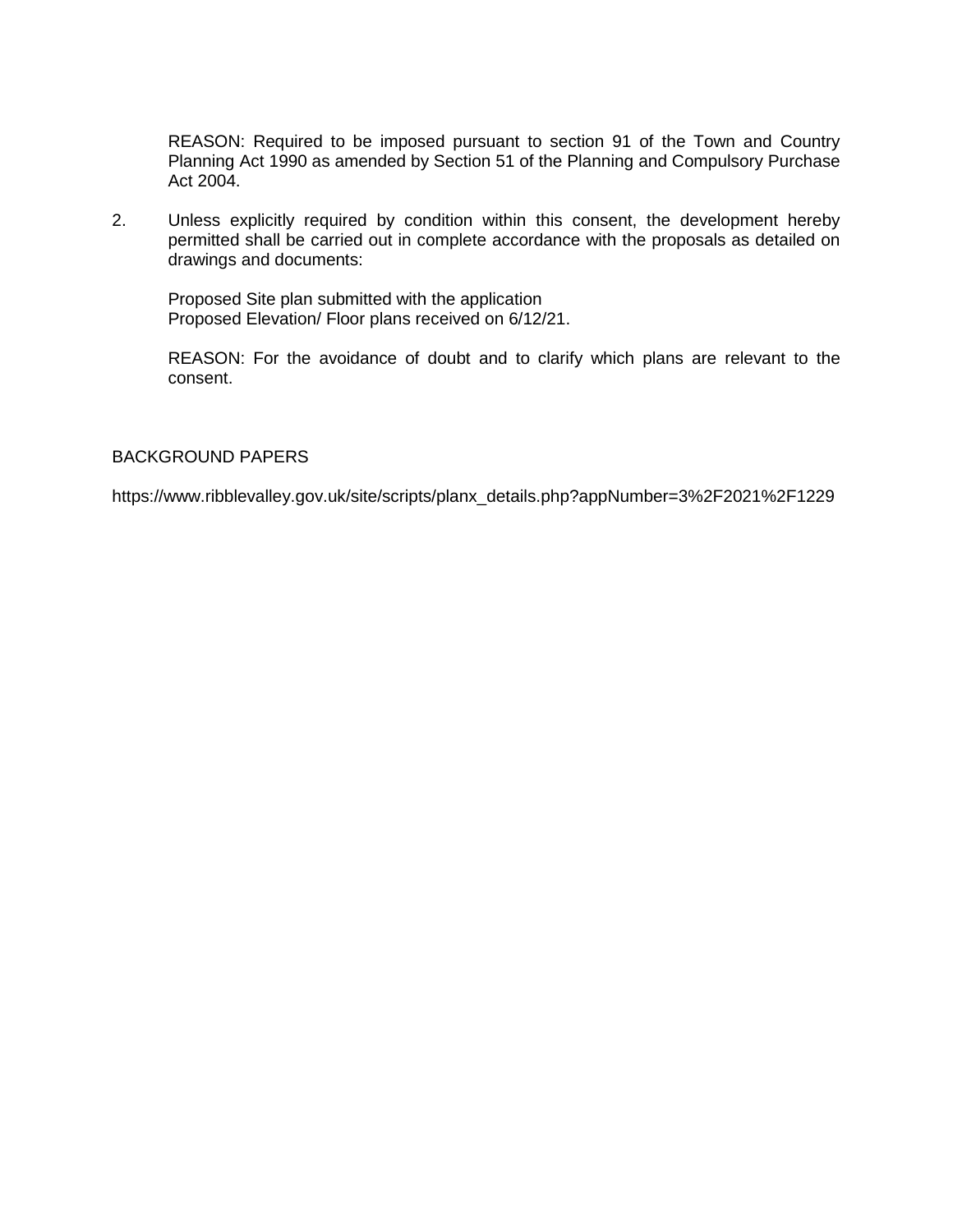REASON: Required to be imposed pursuant to section 91 of the Town and Country Planning Act 1990 as amended by Section 51 of the Planning and Compulsory Purchase Act 2004.

2. Unless explicitly required by condition within this consent, the development hereby permitted shall be carried out in complete accordance with the proposals as detailed on drawings and documents:

   Proposed Site plan submitted with the application
   Proposed Elevation/ Floor plans received on 6/12/21.

   REASON: For the avoidance of doubt and to clarify which plans are relevant to the consent.

BACKGROUND PAPERS

https://www.ribblevalley.gov.uk/site/scripts/planx_details.php?appNumber=3%2F2021%2F1229